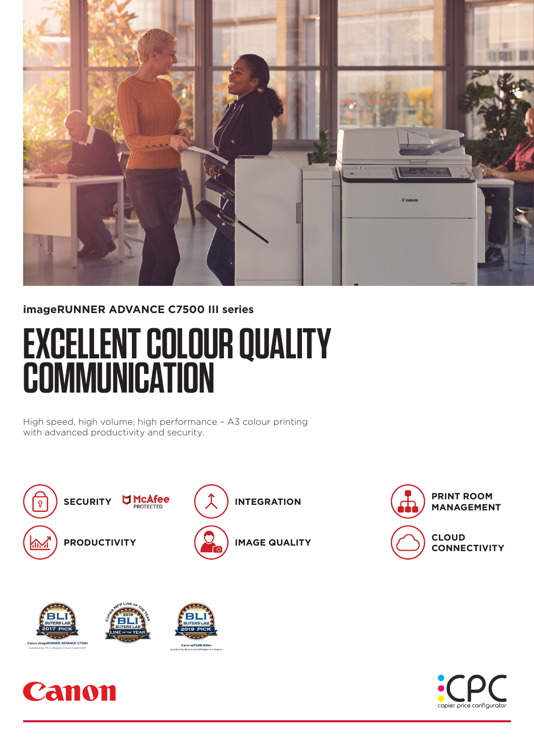**imageRUNNER ADVANCE C7500 III series**

# EXCELLENT COLOUR QUALITY COMMUNICATION

High speed, high volume, high performance – A3 colour printing with advanced productivity and security.

- **SECURITY** McAfee PROTECTED
- **INTEGRATION**
- **PRINT ROOM MANAGEMENT**
- **PRODUCTIVITY**
- **IMAGE QUALITY**
- **CLOUD CONNECTIVITY**

BLI BUYERS LAB 2017 PICK
Canon imageRUNNER ADVANCE C7580i
Outstanding 70- to 80-ppm Colour Copier MFP

COPIER MFP LINE OF THE YEAR 2018 BLI BUYERS LAB LINE OF THE YEAR

BLI BUYERS LAB 2019 PICK
Canon uniFLOW Online
Outstanding Cloud Output Management Solution

Canon

CPC copier price configurator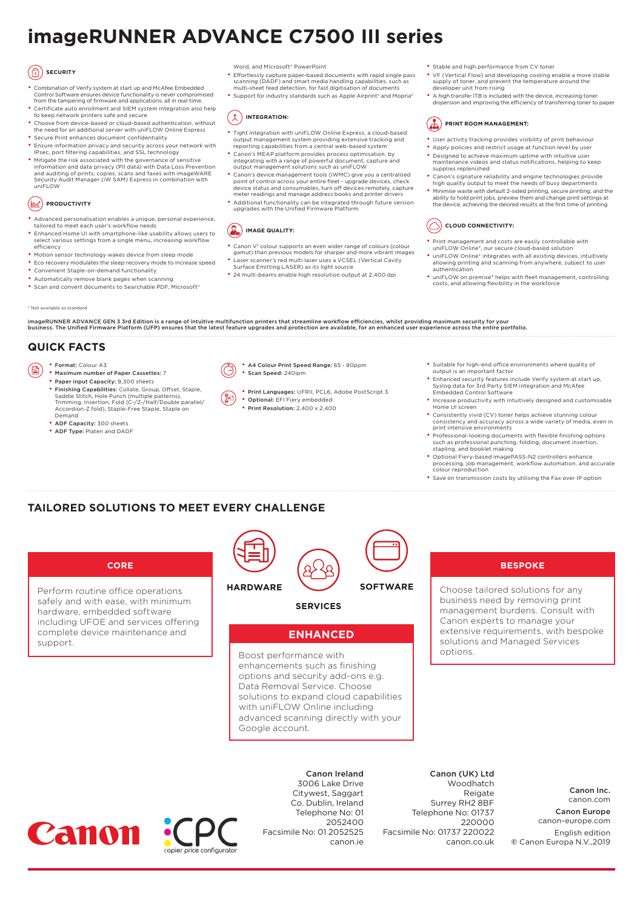# imageRUNNER ADVANCE C7500 III series

### SECURITY

- Combination of Verify system at start up and McAfee Embedded Control Software ensures device functionality is never compromised from the tampering of firmware and applications, all in real-time.
- Certificate auto enrollment and SIEM system integration also help to keep network printers safe and secure
- Choose from device-based or cloud-based authentication, without the need for an additional server with uniFLOW Online Express
- Secure Print enhances document confidentiality
- Ensure information privacy and security across your network with IPsec, port filtering capabilities, and SSL technology
- Mitigate the risk associated with the governance of sensitive information and data privacy (PII data) with Data Loss Prevention and auditing of prints, copies, scans and faxes with imageWARE Security Audit Manager (iW SAM) Express in combination with uniFLOW

### PRODUCTIVITY

- Advanced personalisation enables a unique, personal experience, tailored to meet each user's workflow needs
- Enhanced Home UI with smartphone-like usability allows users to select various settings from a single menu, increasing workflow efficiency
- Motion sensor technology wakes device from sleep mode
- Eco recovery modulates the sleep recovery mode to increase speed
- Convenient Staple-on-demand functionality
- Automatically remove blank pages when scanning
- Scan and convert documents to Searchable PDF, Microsoft® Word, and Microsoft® PowerPoint
- Effortlessly capture paper-based documents with rapid single pass scanning (DADF) and smart media handling capabilities, such as multi-sheet feed detection, for fast digitisation of documents
- Support for industry standards such as Apple Airprint® and Mopria®

### INTEGRATION:

- Tight integration with uniFLOW Online Express, a cloud-based output management system providing extensive tracking and reporting capabilities from a central web-based system
- Canon's MEAP platform provides process optimisation, by integrating with a range of powerful document, capture and output management solutions such as uniFLOW
- Canon's device management tools (iWMC) give you a centralised point of control across your entire fleet - upgrade devices, check device status and consumables, turn off devices remotely, capture meter readings and manage address books and printer drivers
- Additional functionality can be integrated through future version upgrades with the Unified Firmware Platform

### IMAGE QUALITY:

- Canon V² colour supports an even wider range of colours (colour gamut) than previous models for sharper and more vibrant images
- Laser scanner's red multi laser uses a VCSEL (Vertical Cavity Surface Emitting LASER) as its light source
- 24 multi-beams enable high resolution output at 2,400 dpi
- Stable and high performance from CV toner
- VF (Vertical Flow) and developing cooling enable a more stable supply of toner, and prevent the temperature around the developer unit from rising
- A high transfer ITB is included with the device, increasing toner dispersion and improving the efficiency of transferring toner to paper

### PRINT ROOM MANAGEMENT:

- User activity tracking provides visibility of print behaviour
- Apply policies and restrict usage at function level by user
- Designed to achieve maximum uptime with intuitive user maintenance videos and status notifications, helping to keep supplies replenished
- Canon's signature reliability and engine technologies provide high quality output to meet the needs of busy departments
- Minimise waste with default 2-sided printing, secure printing, and the ability to hold print jobs, preview them and change print settings at the device, achieving the desired results at the first time of printing

### CLOUD CONNECTIVITY:

- Print management and costs are easily controllable with uniFLOW Online*, our secure cloud-based solution
- uniFLOW Online* integrates with all existing devices, intuitively allowing printing and scanning from anywhere, subject to user authentication
- uniFLOW on premise* helps with fleet management, controlling costs, and allowing flexibility in the workforce

\* Not available as standard

**imageRUNNER ADVANCE GEN 3 3rd Edition is a range of intuitive multifunction printers that streamline workflow efficiencies, whilst providing maximum security for your business. The Unified Firmware Platform (UFP) ensures that the latest feature upgrades and protection are available, for an enhanced user experience across the entire portfolio.**

## QUICK FACTS

- **Format:** Colour A3
- **Maximum number of Paper Cassettes:** 7
- **Paper input Capacity:** 9,300 sheets
- **Finishing Capabilities:** Collate, Group, Offset, Staple, Saddle Stitch, Hole Punch (multiple patterns), Trimming, Insertion, Fold (C-/Z-/Half/Double parallel/ Accordion-Z fold), Staple-Free Staple, Staple on Demand
- **ADF Capacity:** 300 sheets
- **ADF Type:** Platen and DADF

- **A4 Colour Print Speed Range:** 65 - 80ppm
- **Scan Speed:** 240ipm

- **Print Languages:** UFRII, PCL6, Adobe PostScript 3
- **Optional:** EFI Fiery embedded
- **Print Resolution:** 2,400 x 2,400

- Suitable for high-end office environments where quality of output is an important factor
- Enhanced security features include Verify system at start up, Syslog data for 3rd Party SIEM integration and McAfee Embedded Control Software
- Increase productivity with intuitively designed and customisable Home UI screen
- Consistently vivid (CV) toner helps achieve stunning colour consistency and accuracy across a wide variety of media, even in print intensive environments
- Professional-looking documents with flexible finishing options such as professional punching, folding, document insertion, stapling, and booklet making
- Optional Fiery-based imagePASS-N2 controllers enhance processing, job management, workflow automation, and accurate colour reproduction
- Save on transmission costs by utilising the Fax over IP option

## TAILORED SOLUTIONS TO MEET EVERY CHALLENGE

### CORE

Perform routine office operations safely and with ease, with minimum hardware, embedded software including UFOE and services offering complete device maintenance and support.

HARDWARE

SERVICES

SOFTWARE

### ENHANCED

Boost performance with enhancements such as finishing options and security add-ons e.g. Data Removal Service. Choose solutions to expand cloud capabilities with uniFLOW Online including advanced scanning directly with your Google account.

### BESPOKE

Choose tailored solutions for any business need by removing print management burdens. Consult with Canon experts to manage your extensive requirements, with bespoke solutions and Managed Services options.

Canon

CPC copier price configurator

**Canon Ireland**
3006 Lake Drive
Citywest, Saggart
Co. Dublin, Ireland
Telephone No: 01 2052400
Facsimile No: 01 2052525
canon.ie

**Canon (UK) Ltd**
Woodhatch
Reigate
Surrey RH2 8BF
Telephone No: 01737 220000
Facsimile No: 01737 220022
canon.co.uk

**Canon Inc.**
canon.com

**Canon Europe**
canon-europe.com

English edition
© Canon Europa N.V.,2019